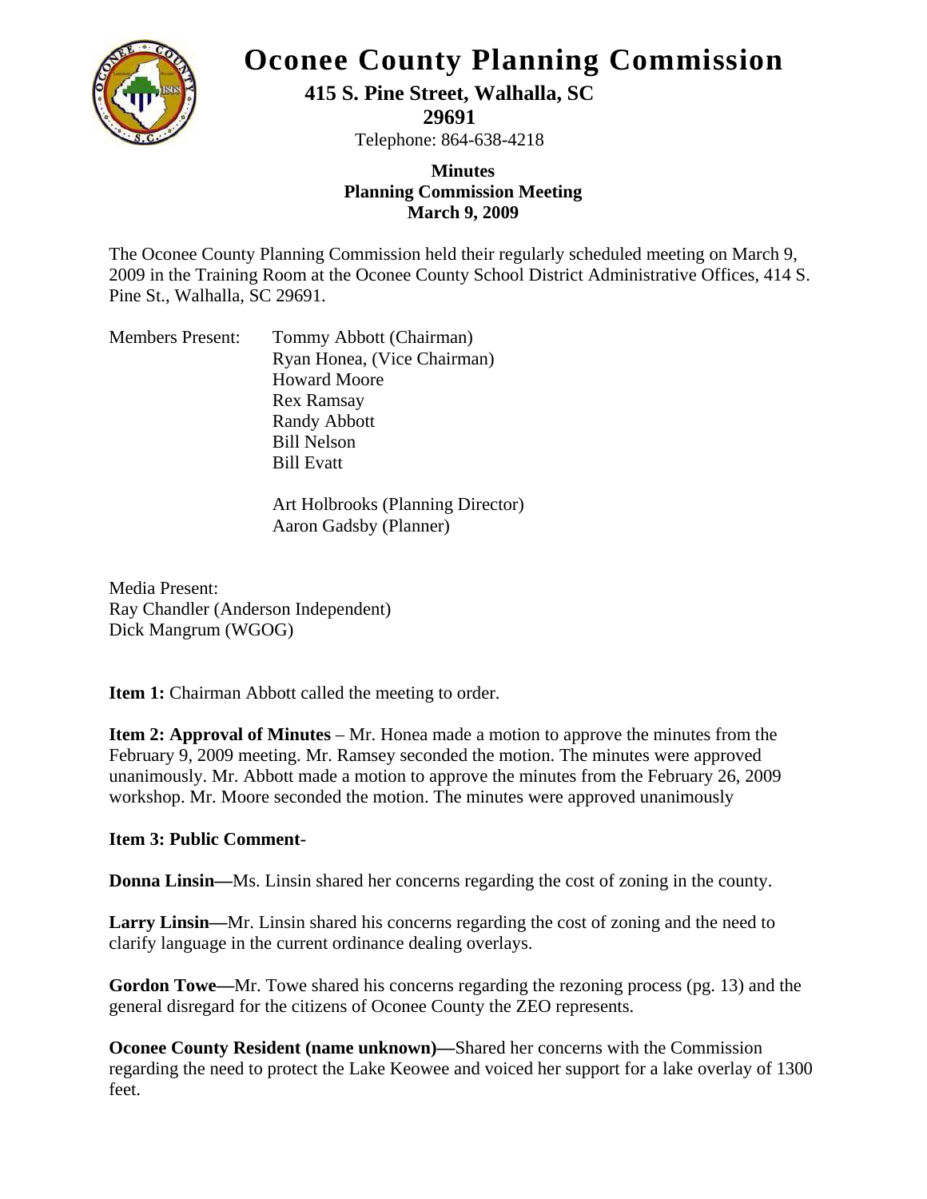# Oconee County Planning Commission

**415 S. Pine Street, Walhalla, SC 29691**

Telephone: 864-638-4218

**Minutes**
**Planning Commission Meeting**
**March 9, 2009**

The Oconee County Planning Commission held their regularly scheduled meeting on March 9, 2009 in the Training Room at the Oconee County School District Administrative Offices, 414 S. Pine St., Walhalla, SC 29691.

Members Present:
Tommy Abbott (Chairman)
Ryan Honea, (Vice Chairman)
Howard Moore
Rex Ramsay
Randy Abbott
Bill Nelson
Bill Evatt

Art Holbrooks (Planning Director)
Aaron Gadsby (Planner)

Media Present:
Ray Chandler (Anderson Independent)
Dick Mangrum (WGOG)

**Item 1:** Chairman Abbott called the meeting to order.

**Item 2: Approval of Minutes** – Mr. Honea made a motion to approve the minutes from the February 9, 2009 meeting. Mr. Ramsey seconded the motion. The minutes were approved unanimously. Mr. Abbott made a motion to approve the minutes from the February 26, 2009 workshop. Mr. Moore seconded the motion. The minutes were approved unanimously

**Item 3: Public Comment-**

**Donna Linsin—**Ms. Linsin shared her concerns regarding the cost of zoning in the county.

**Larry Linsin—**Mr. Linsin shared his concerns regarding the cost of zoning and the need to clarify language in the current ordinance dealing overlays.

**Gordon Towe—**Mr. Towe shared his concerns regarding the rezoning process (pg. 13) and the general disregard for the citizens of Oconee County the ZEO represents.

**Oconee County Resident (name unknown)—**Shared her concerns with the Commission regarding the need to protect the Lake Keowee and voiced her support for a lake overlay of 1300 feet.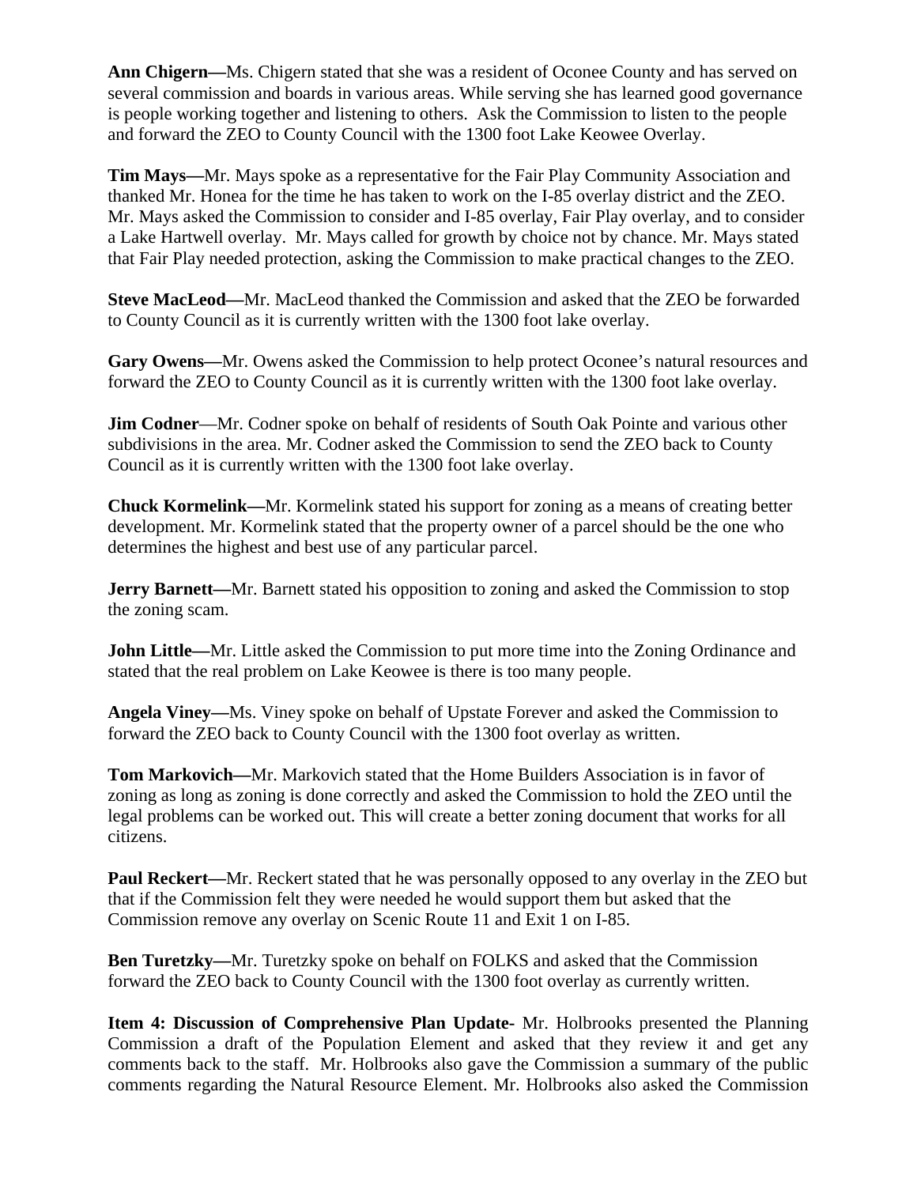**Ann Chigern—**Ms. Chigern stated that she was a resident of Oconee County and has served on several commission and boards in various areas. While serving she has learned good governance is people working together and listening to others. Ask the Commission to listen to the people and forward the ZEO to County Council with the 1300 foot Lake Keowee Overlay.

**Tim Mays—**Mr. Mays spoke as a representative for the Fair Play Community Association and thanked Mr. Honea for the time he has taken to work on the I-85 overlay district and the ZEO. Mr. Mays asked the Commission to consider and I-85 overlay, Fair Play overlay, and to consider a Lake Hartwell overlay. Mr. Mays called for growth by choice not by chance. Mr. Mays stated that Fair Play needed protection, asking the Commission to make practical changes to the ZEO.

**Steve MacLeod—**Mr. MacLeod thanked the Commission and asked that the ZEO be forwarded to County Council as it is currently written with the 1300 foot lake overlay.

**Gary Owens—**Mr. Owens asked the Commission to help protect Oconee's natural resources and forward the ZEO to County Council as it is currently written with the 1300 foot lake overlay.

**Jim Codner**—Mr. Codner spoke on behalf of residents of South Oak Pointe and various other subdivisions in the area. Mr. Codner asked the Commission to send the ZEO back to County Council as it is currently written with the 1300 foot lake overlay.

**Chuck Kormelink—**Mr. Kormelink stated his support for zoning as a means of creating better development. Mr. Kormelink stated that the property owner of a parcel should be the one who determines the highest and best use of any particular parcel.

**Jerry Barnett—**Mr. Barnett stated his opposition to zoning and asked the Commission to stop the zoning scam.

**John Little—**Mr. Little asked the Commission to put more time into the Zoning Ordinance and stated that the real problem on Lake Keowee is there is too many people.

**Angela Viney—**Ms. Viney spoke on behalf of Upstate Forever and asked the Commission to forward the ZEO back to County Council with the 1300 foot overlay as written.

**Tom Markovich—**Mr. Markovich stated that the Home Builders Association is in favor of zoning as long as zoning is done correctly and asked the Commission to hold the ZEO until the legal problems can be worked out. This will create a better zoning document that works for all citizens.

**Paul Reckert—**Mr. Reckert stated that he was personally opposed to any overlay in the ZEO but that if the Commission felt they were needed he would support them but asked that the Commission remove any overlay on Scenic Route 11 and Exit 1 on I-85.

**Ben Turetzky—**Mr. Turetzky spoke on behalf on FOLKS and asked that the Commission forward the ZEO back to County Council with the 1300 foot overlay as currently written.

**Item 4: Discussion of Comprehensive Plan Update-** Mr. Holbrooks presented the Planning Commission a draft of the Population Element and asked that they review it and get any comments back to the staff. Mr. Holbrooks also gave the Commission a summary of the public comments regarding the Natural Resource Element. Mr. Holbrooks also asked the Commission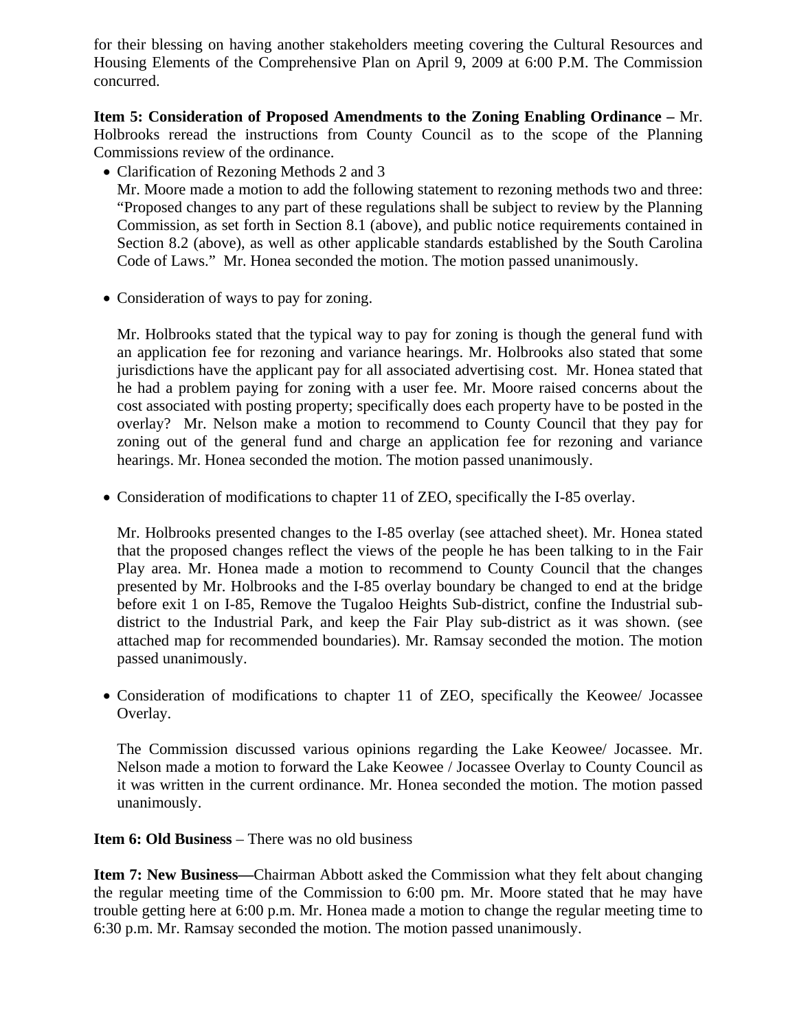for their blessing on having another stakeholders meeting covering the Cultural Resources and Housing Elements of the Comprehensive Plan on April 9, 2009 at 6:00 P.M. The Commission concurred.

**Item 5: Consideration of Proposed Amendments to the Zoning Enabling Ordinance –** Mr. Holbrooks reread the instructions from County Council as to the scope of the Planning Commissions review of the ordinance.

- Clarification of Rezoning Methods 2 and 3

  Mr. Moore made a motion to add the following statement to rezoning methods two and three: "Proposed changes to any part of these regulations shall be subject to review by the Planning Commission, as set forth in Section 8.1 (above), and public notice requirements contained in Section 8.2 (above), as well as other applicable standards established by the South Carolina Code of Laws." Mr. Honea seconded the motion. The motion passed unanimously.

- Consideration of ways to pay for zoning.

  Mr. Holbrooks stated that the typical way to pay for zoning is though the general fund with an application fee for rezoning and variance hearings. Mr. Holbrooks also stated that some jurisdictions have the applicant pay for all associated advertising cost. Mr. Honea stated that he had a problem paying for zoning with a user fee. Mr. Moore raised concerns about the cost associated with posting property; specifically does each property have to be posted in the overlay? Mr. Nelson make a motion to recommend to County Council that they pay for zoning out of the general fund and charge an application fee for rezoning and variance hearings. Mr. Honea seconded the motion. The motion passed unanimously.

- Consideration of modifications to chapter 11 of ZEO, specifically the I-85 overlay.

  Mr. Holbrooks presented changes to the I-85 overlay (see attached sheet). Mr. Honea stated that the proposed changes reflect the views of the people he has been talking to in the Fair Play area. Mr. Honea made a motion to recommend to County Council that the changes presented by Mr. Holbrooks and the I-85 overlay boundary be changed to end at the bridge before exit 1 on I-85, Remove the Tugaloo Heights Sub-district, confine the Industrial sub-district to the Industrial Park, and keep the Fair Play sub-district as it was shown. (see attached map for recommended boundaries). Mr. Ramsay seconded the motion. The motion passed unanimously.

- Consideration of modifications to chapter 11 of ZEO, specifically the Keowee/ Jocassee Overlay.

  The Commission discussed various opinions regarding the Lake Keowee/ Jocassee. Mr. Nelson made a motion to forward the Lake Keowee / Jocassee Overlay to County Council as it was written in the current ordinance. Mr. Honea seconded the motion. The motion passed unanimously.

**Item 6: Old Business** – There was no old business

**Item 7: New Business—**Chairman Abbott asked the Commission what they felt about changing the regular meeting time of the Commission to 6:00 pm. Mr. Moore stated that he may have trouble getting here at 6:00 p.m. Mr. Honea made a motion to change the regular meeting time to 6:30 p.m. Mr. Ramsay seconded the motion. The motion passed unanimously.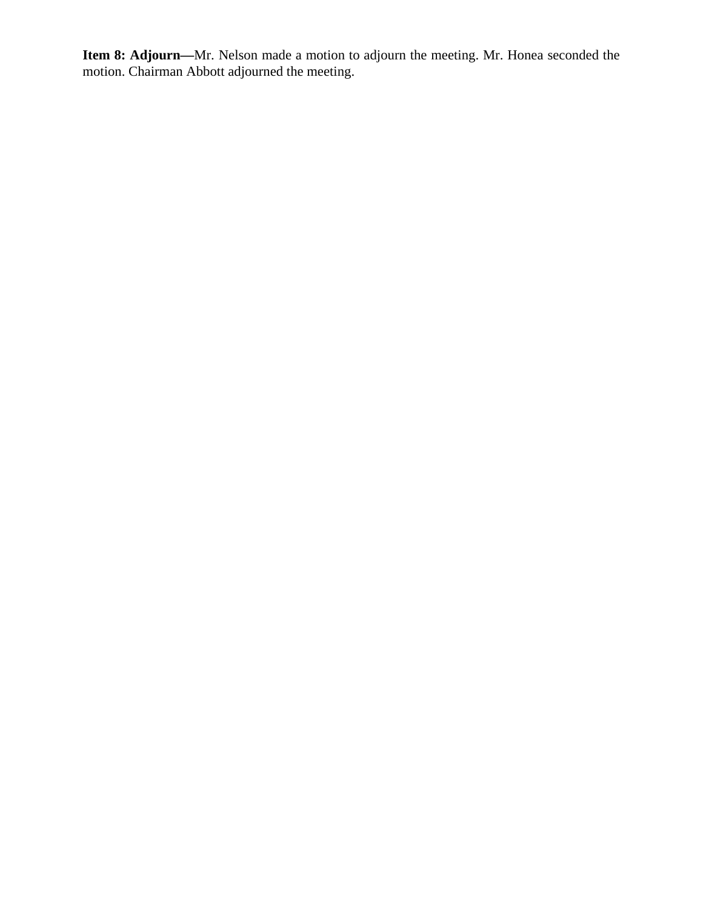**Item 8: Adjourn—**Mr. Nelson made a motion to adjourn the meeting. Mr. Honea seconded the motion. Chairman Abbott adjourned the meeting.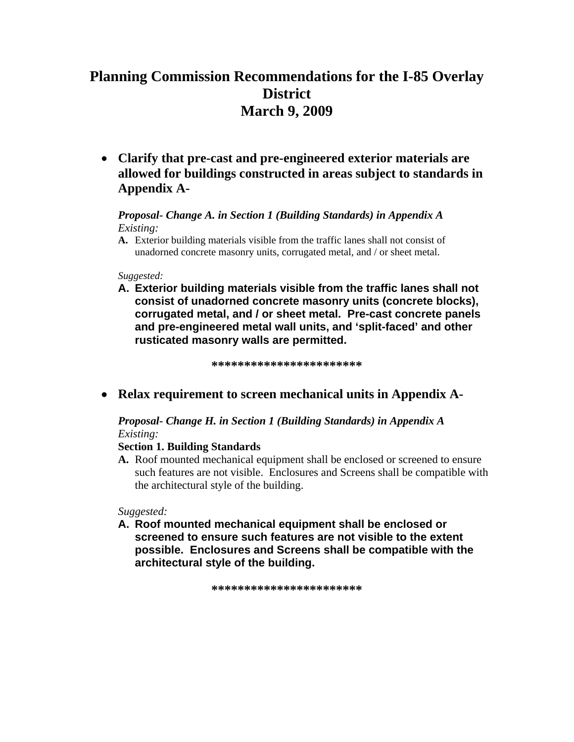# Planning Commission Recommendations for the I-85 Overlay District
# March 9, 2009

- **Clarify that pre-cast and pre-engineered exterior materials are allowed for buildings constructed in areas subject to standards in Appendix A-**

  ***Proposal- Change A. in Section 1 (Building Standards) in Appendix A***
  *Existing:*

  **A.** Exterior building materials visible from the traffic lanes shall not consist of unadorned concrete masonry units, corrugated metal, and / or sheet metal.

  *Suggested:*

  **A. Exterior building materials visible from the traffic lanes shall not consist of unadorned concrete masonry units (concrete blocks), corrugated metal, and / or sheet metal. Pre-cast concrete panels and pre-engineered metal wall units, and 'split-faced' and other rusticated masonry walls are permitted.**

**************************

- **Relax requirement to screen mechanical units in Appendix A-**

  ***Proposal- Change H. in Section 1 (Building Standards) in Appendix A***
  *Existing:*

  **Section 1. Building Standards**

  **A.** Roof mounted mechanical equipment shall be enclosed or screened to ensure such features are not visible. Enclosures and Screens shall be compatible with the architectural style of the building.

  *Suggested:*

  **A. Roof mounted mechanical equipment shall be enclosed or screened to ensure such features are not visible to the extent possible. Enclosures and Screens shall be compatible with the architectural style of the building.**

**************************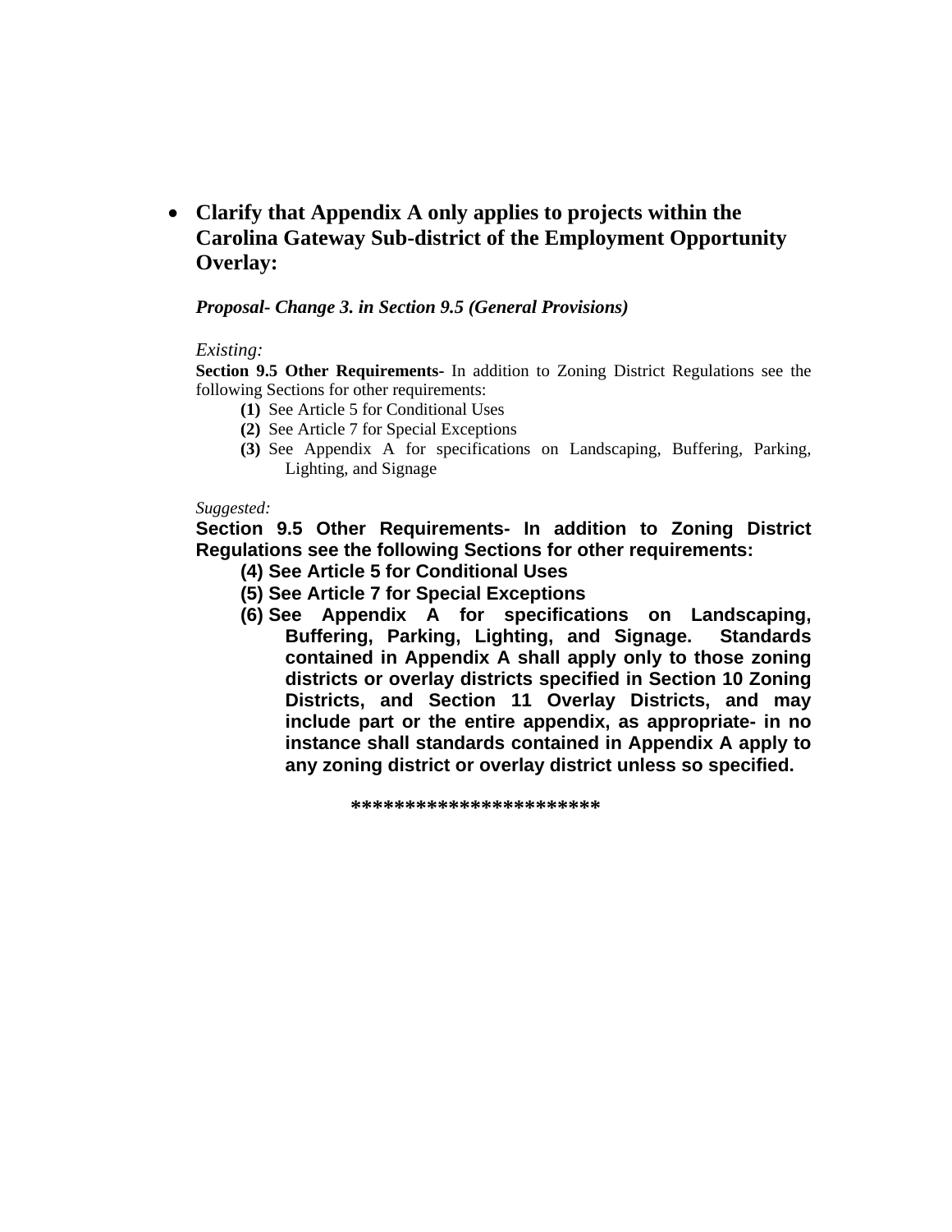- **Clarify that Appendix A only applies to projects within the Carolina Gateway Sub-district of the Employment Opportunity Overlay:**

  ***Proposal- Change 3. in Section 9.5 (General Provisions)***

  *Existing:*

  **Section 9.5 Other Requirements-** In addition to Zoning District Regulations see the following Sections for other requirements:

  **(1)** See Article 5 for Conditional Uses
  **(2)** See Article 7 for Special Exceptions
  **(3)** See Appendix A for specifications on Landscaping, Buffering, Parking, Lighting, and Signage

  *Suggested:*

  **Section 9.5 Other Requirements- In addition to Zoning District Regulations see the following Sections for other requirements:**

  **(4) See Article 5 for Conditional Uses**
  **(5) See Article 7 for Special Exceptions**
  **(6) See Appendix A for specifications on Landscaping, Buffering, Parking, Lighting, and Signage. Standards contained in Appendix A shall apply only to those zoning districts or overlay districts specified in Section 10 Zoning Districts, and Section 11 Overlay Districts, and may include part or the entire appendix, as appropriate- in no instance shall standards contained in Appendix A apply to any zoning district or overlay district unless so specified.**

**********************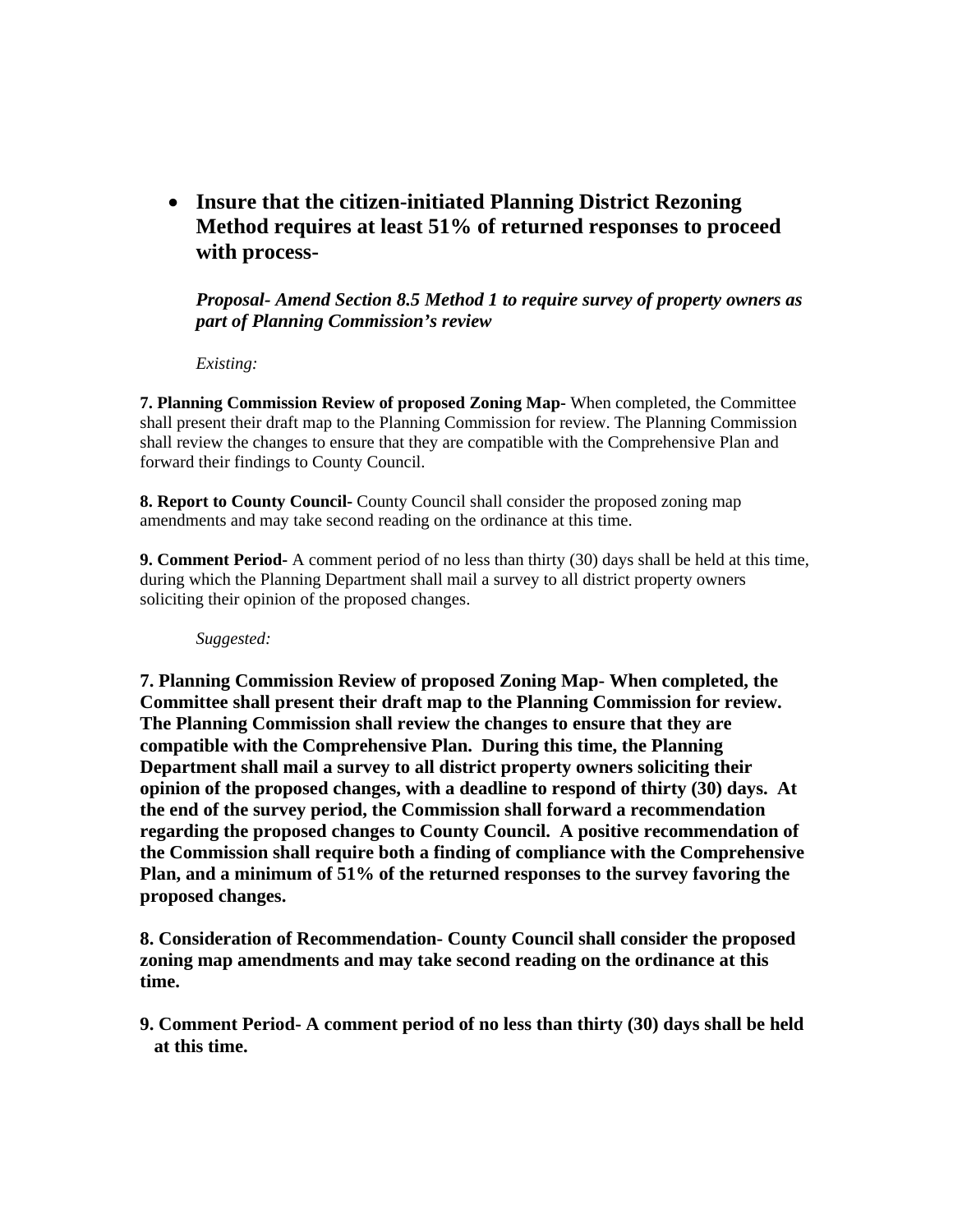- **Insure that the citizen-initiated Planning District Rezoning Method requires at least 51% of returned responses to proceed with process-**

  ***Proposal- Amend Section 8.5 Method 1 to require survey of property owners as part of Planning Commission's review***

  *Existing:*

**7. Planning Commission Review of proposed Zoning Map-** When completed, the Committee shall present their draft map to the Planning Commission for review. The Planning Commission shall review the changes to ensure that they are compatible with the Comprehensive Plan and forward their findings to County Council.

**8. Report to County Council-** County Council shall consider the proposed zoning map amendments and may take second reading on the ordinance at this time.

**9. Comment Period-** A comment period of no less than thirty (30) days shall be held at this time, during which the Planning Department shall mail a survey to all district property owners soliciting their opinion of the proposed changes.

*Suggested:*

**7. Planning Commission Review of proposed Zoning Map- When completed, the Committee shall present their draft map to the Planning Commission for review. The Planning Commission shall review the changes to ensure that they are compatible with the Comprehensive Plan. During this time, the Planning Department shall mail a survey to all district property owners soliciting their opinion of the proposed changes, with a deadline to respond of thirty (30) days. At the end of the survey period, the Commission shall forward a recommendation regarding the proposed changes to County Council. A positive recommendation of the Commission shall require both a finding of compliance with the Comprehensive Plan, and a minimum of 51% of the returned responses to the survey favoring the proposed changes.**

**8. Consideration of Recommendation- County Council shall consider the proposed zoning map amendments and may take second reading on the ordinance at this time.**

**9. Comment Period- A comment period of no less than thirty (30) days shall be held at this time.**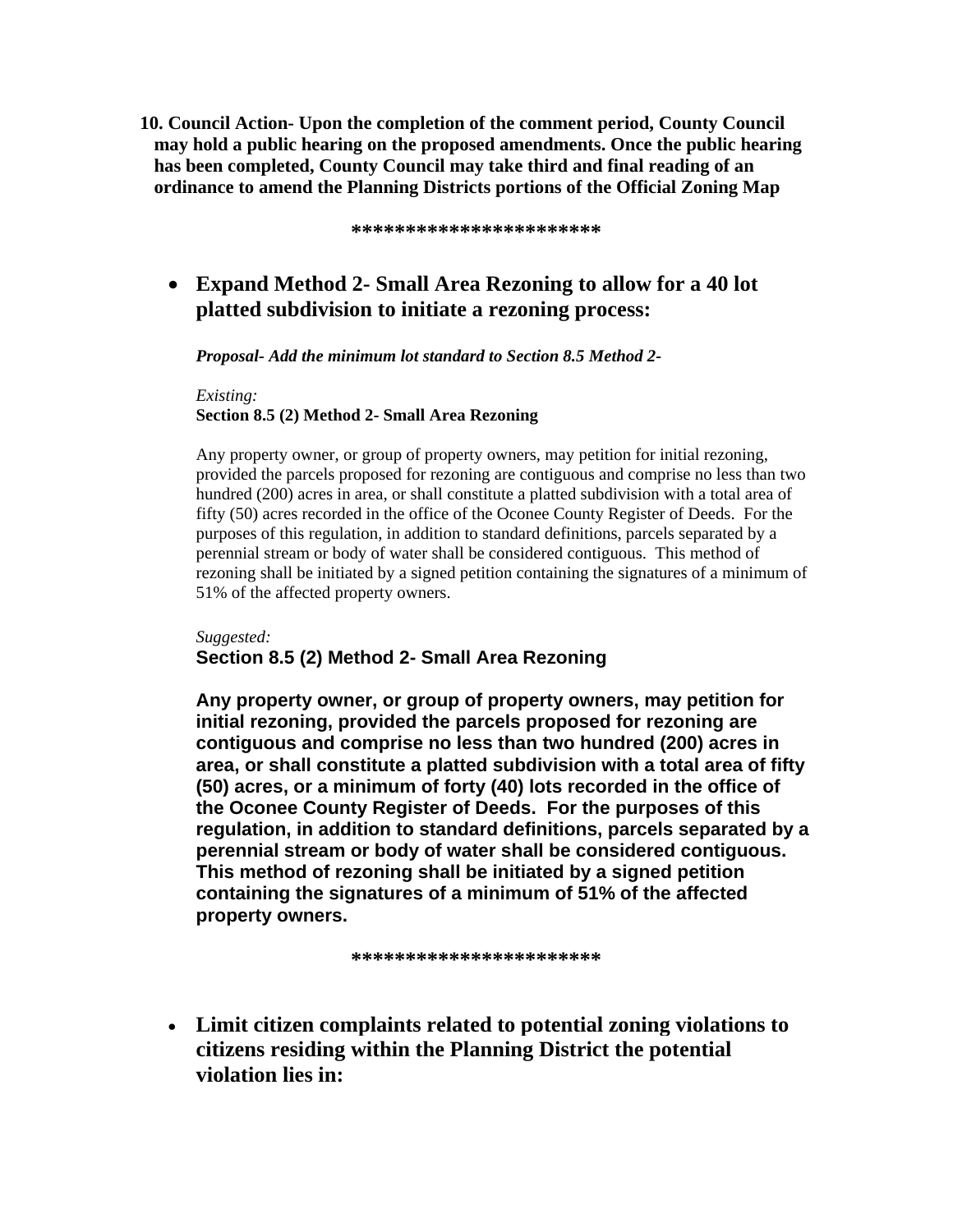**10. Council Action- Upon the completion of the comment period, County Council may hold a public hearing on the proposed amendments. Once the public hearing has been completed, County Council may take third and final reading of an ordinance to amend the Planning Districts portions of the Official Zoning Map**

**\*\*\*\*\*\*\*\*\*\*\*\*\*\*\*\*\*\*\*\*\*\***

- **Expand Method 2- Small Area Rezoning to allow for a 40 lot platted subdivision to initiate a rezoning process:**

***Proposal- Add the minimum lot standard to Section 8.5 Method 2-***

*Existing:*

**Section 8.5 (2) Method 2- Small Area Rezoning**

Any property owner, or group of property owners, may petition for initial rezoning, provided the parcels proposed for rezoning are contiguous and comprise no less than two hundred (200) acres in area, or shall constitute a platted subdivision with a total area of fifty (50) acres recorded in the office of the Oconee County Register of Deeds. For the purposes of this regulation, in addition to standard definitions, parcels separated by a perennial stream or body of water shall be considered contiguous. This method of rezoning shall be initiated by a signed petition containing the signatures of a minimum of 51% of the affected property owners.

*Suggested:*

**Section 8.5 (2) Method 2- Small Area Rezoning**

**Any property owner, or group of property owners, may petition for initial rezoning, provided the parcels proposed for rezoning are contiguous and comprise no less than two hundred (200) acres in area, or shall constitute a platted subdivision with a total area of fifty (50) acres, or a minimum of forty (40) lots recorded in the office of the Oconee County Register of Deeds. For the purposes of this regulation, in addition to standard definitions, parcels separated by a perennial stream or body of water shall be considered contiguous. This method of rezoning shall be initiated by a signed petition containing the signatures of a minimum of 51% of the affected property owners.**

**\*\*\*\*\*\*\*\*\*\*\*\*\*\*\*\*\*\*\*\*\*\***

- **Limit citizen complaints related to potential zoning violations to citizens residing within the Planning District the potential violation lies in:**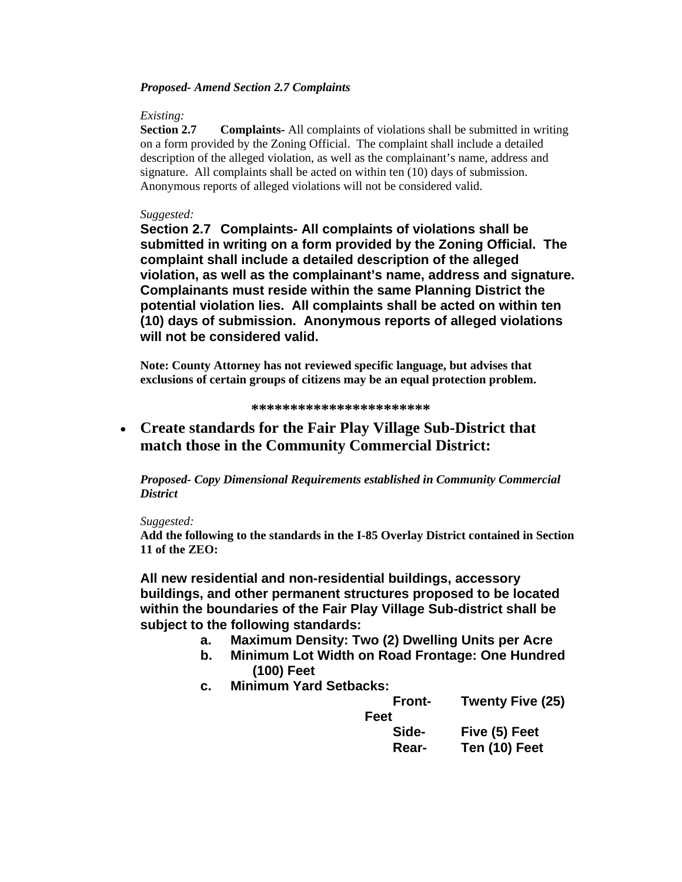***Proposed- Amend Section 2.7 Complaints***

*Existing:*

**Section 2.7 Complaints-** All complaints of violations shall be submitted in writing on a form provided by the Zoning Official. The complaint shall include a detailed description of the alleged violation, as well as the complainant's name, address and signature. All complaints shall be acted on within ten (10) days of submission. Anonymous reports of alleged violations will not be considered valid.

*Suggested:*

**Section 2.7 Complaints- All complaints of violations shall be submitted in writing on a form provided by the Zoning Official. The complaint shall include a detailed description of the alleged violation, as well as the complainant's name, address and signature. Complainants must reside within the same Planning District the potential violation lies. All complaints shall be acted on within ten (10) days of submission. Anonymous reports of alleged violations will not be considered valid.**

**Note: County Attorney has not reviewed specific language, but advises that exclusions of certain groups of citizens may be an equal protection problem.**

**\*\*\*\*\*\*\*\*\*\*\*\*\*\*\*\*\*\*\*\*\*\*\***

- **Create standards for the Fair Play Village Sub-District that match those in the Community Commercial District:**

***Proposed- Copy Dimensional Requirements established in Community Commercial District***

*Suggested:*

**Add the following to the standards in the I-85 Overlay District contained in Section 11 of the ZEO:**

**All new residential and non-residential buildings, accessory buildings, and other permanent structures proposed to be located within the boundaries of the Fair Play Village Sub-district shall be subject to the following standards:**

a. **Maximum Density: Two (2) Dwelling Units per Acre**
b. **Minimum Lot Width on Road Frontage: One Hundred (100) Feet**
c. **Minimum Yard Setbacks:**
   - **Front- Twenty Five (25) Feet**
   - **Side- Five (5) Feet**
   - **Rear- Ten (10) Feet**